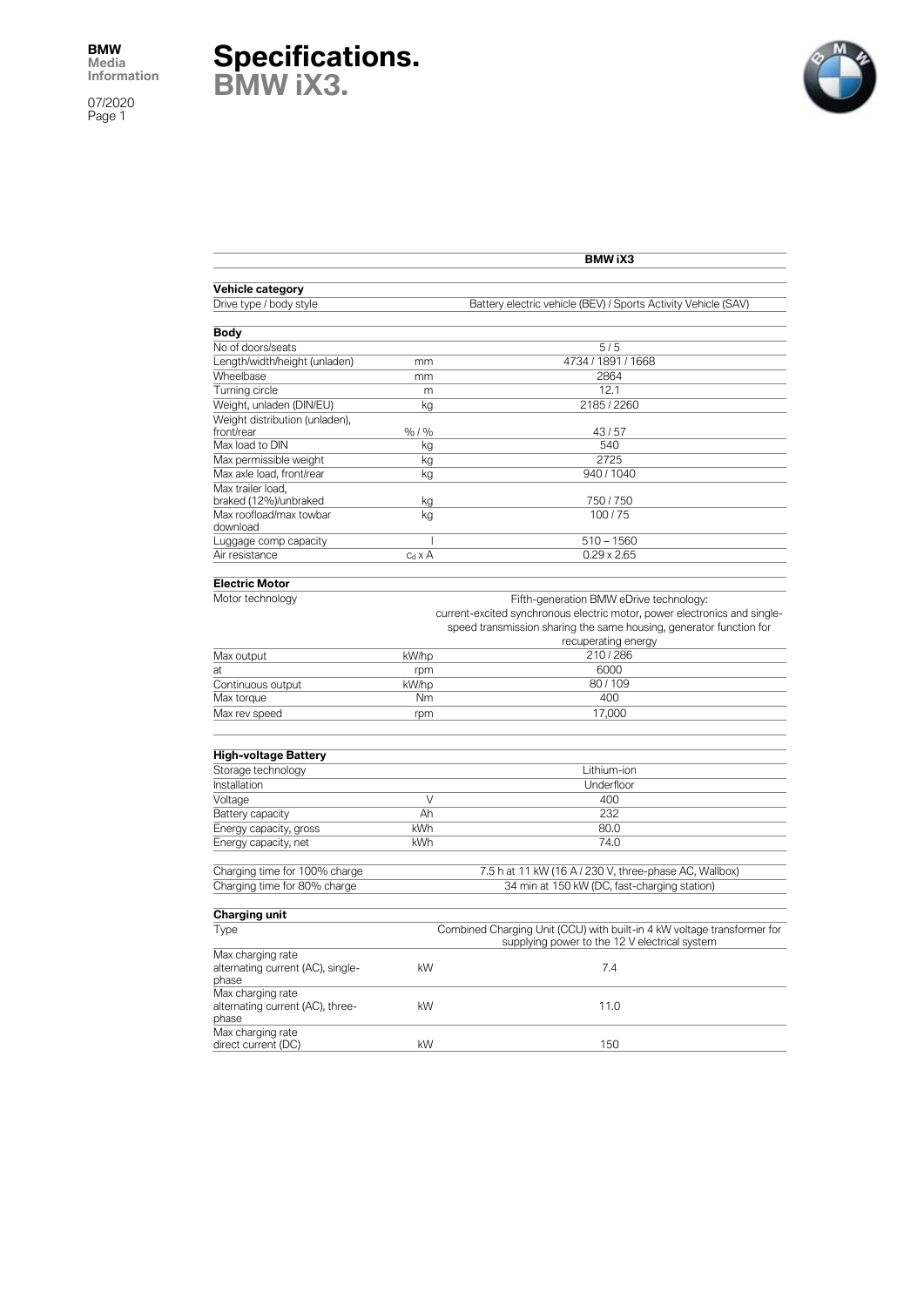# Specifications.
## BMW iX3.

| | | BMW iX3 |
|---|---|---|
| **Vehicle category** | | |
| Drive type / body style | | Battery electric vehicle (BEV) / Sports Activity Vehicle (SAV) |
| **Body** | | |
| No of doors/seats | | 5 / 5 |
| Length/width/height (unladen) | mm | 4734 / 1891 / 1668 |
| Wheelbase | mm | 2864 |
| Turning circle | m | 12.1 |
| Weight, unladen (DIN/EU) | kg | 2185 / 2260 |
| Weight distribution (unladen), front/rear | % / % | 43 / 57 |
| Max load to DIN | kg | 540 |
| Max permissible weight | kg | 2725 |
| Max axle load, front/rear | kg | 940 / 1040 |
| Max trailer load, braked (12%)/unbraked | kg | 750 / 750 |
| Max roofload/max towbar download | kg | 100 / 75 |
| Luggage comp capacity | l | 510 – 1560 |
| Air resistance | $c_d$ x A | 0.29 x 2.65 |
| **Electric Motor** | | |
| Motor technology | | Fifth-generation BMW eDrive technology: current-excited synchronous electric motor, power electronics and single-speed transmission sharing the same housing, generator function for recuperating energy |
| Max output | kW/hp | 210 / 286 |
| at | rpm | 6000 |
| Continuous output | kW/hp | 80 / 109 |
| Max torque | Nm | 400 |
| Max rev speed | rpm | 17,000 |
| **High-voltage Battery** | | |
| Storage technology | | Lithium-ion |
| Installation | | Underfloor |
| Voltage | V | 400 |
| Battery capacity | Ah | 232 |
| Energy capacity, gross | kWh | 80.0 |
| Energy capacity, net | kWh | 74.0 |
| Charging time for 100% charge | | 7.5 h at 11 kW (16 A / 230 V, three-phase AC, Wallbox) |
| Charging time for 80% charge | | 34 min at 150 kW (DC, fast-charging station) |
| **Charging unit** | | |
| Type | | Combined Charging Unit (CCU) with built-in 4 kW voltage transformer for supplying power to the 12 V electrical system |
| Max charging rate alternating current (AC), single-phase | kW | 7.4 |
| Max charging rate alternating current (AC), three-phase | kW | 11.0 |
| Max charging rate direct current (DC) | kW | 150 |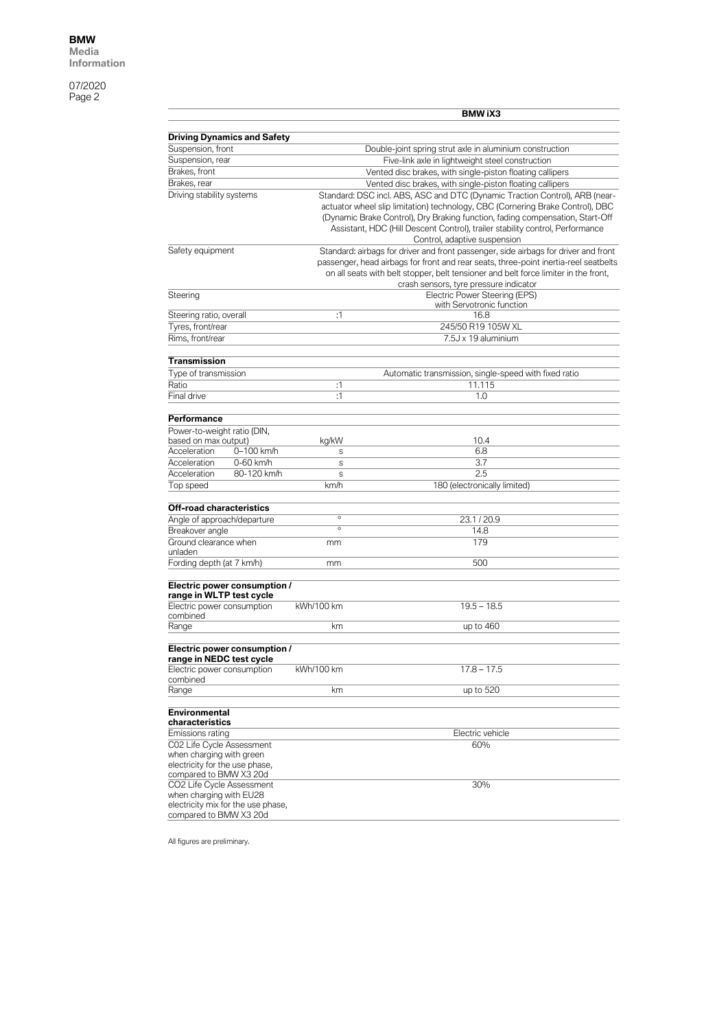| | | BMW iX3 |
|---|---|---|
| **Driving Dynamics and Safety** | | |
| Suspension, front | | Double-joint spring strut axle in aluminium construction |
| Suspension, rear | | Five-link axle in lightweight steel construction |
| Brakes, front | | Vented disc brakes, with single-piston floating callipers |
| Brakes, rear | | Vented disc brakes, with single-piston floating callipers |
| Driving stability systems | | Standard: DSC incl. ABS, ASC and DTC (Dynamic Traction Control), ARB (near-actuator wheel slip limitation) technology, CBC (Cornering Brake Control), DBC (Dynamic Brake Control), Dry Braking function, fading compensation, Start-Off Assistant, HDC (Hill Descent Control), trailer stability control, Performance Control, adaptive suspension |
| Safety equipment | | Standard: airbags for driver and front passenger, side airbags for driver and front passenger, head airbags for front and rear seats, three-point inertia-reel seatbelts on all seats with belt stopper, belt tensioner and belt force limiter in the front, crash sensors, tyre pressure indicator |
| Steering | | Electric Power Steering (EPS) with Servotronic function |
| Steering ratio, overall | :1 | 16.8 |
| Tyres, front/rear | | 245/50 R19 105W XL |
| Rims, front/rear | | 7.5J x 19 aluminium |
| **Transmission** | | |
| Type of transmission | | Automatic transmission, single-speed with fixed ratio |
| Ratio | :1 | 11.115 |
| Final drive | :1 | 1.0 |
| **Performance** | | |
| Power-to-weight ratio (DIN, based on max output) | kg/kW | 10.4 |
| Acceleration 0–100 km/h | s | 6.8 |
| Acceleration 0-60 km/h | s | 3.7 |
| Acceleration 80-120 km/h | s | 2.5 |
| Top speed | km/h | 180 (electronically limited) |
| **Off-road characteristics** | | |
| Angle of approach/departure | ° | 23.1 / 20.9 |
| Breakover angle | ° | 14.8 |
| Ground clearance when unladen | mm | 179 |
| Fording depth (at 7 km/h) | mm | 500 |
| **Electric power consumption / range in WLTP test cycle** | | |
| Electric power consumption combined | kWh/100 km | 19.5 – 18.5 |
| Range | km | up to 460 |
| **Electric power consumption / range in NEDC test cycle** | | |
| Electric power consumption combined | kWh/100 km | 17.8 – 17.5 |
| Range | km | up to 520 |
| **Environmental characteristics** | | |
| Emissions rating | | Electric vehicle |
| C02 Life Cycle Assessment when charging with green electricity for the use phase, compared to BMW X3 20d | | 60% |
| CO2 Life Cycle Assessment when charging with EU28 electricity mix for the use phase, compared to BMW X3 20d | | 30% |

All figures are preliminary.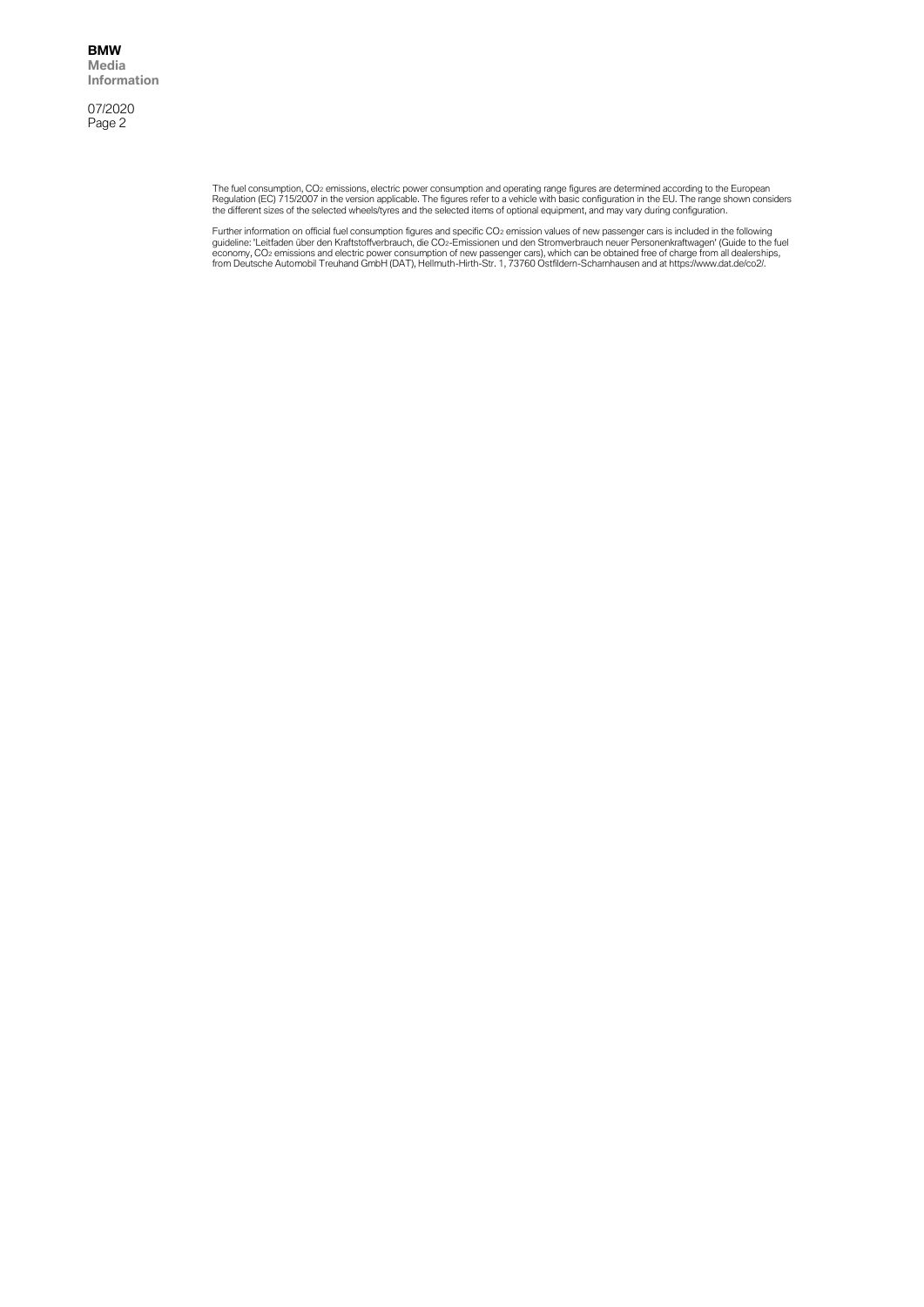The fuel consumption, $CO_2$ emissions, electric power consumption and operating range figures are determined according to the European Regulation (EC) 715/2007 in the version applicable. The figures refer to a vehicle with basic configuration in the EU. The range shown considers the different sizes of the selected wheels/tyres and the selected items of optional equipment, and may vary during configuration.

Further information on official fuel consumption figures and specific $CO_2$ emission values of new passenger cars is included in the following guideline: 'Leitfaden über den Kraftstoffverbrauch, die $CO_2$-Emissionen und den Stromverbrauch neuer Personenkraftwagen' (Guide to the fuel economy, $CO_2$ emissions and electric power consumption of new passenger cars), which can be obtained free of charge from all dealerships, from Deutsche Automobil Treuhand GmbH (DAT), Hellmuth-Hirth-Str. 1, 73760 Ostfildern-Scharnhausen and at https://www.dat.de/co2/.